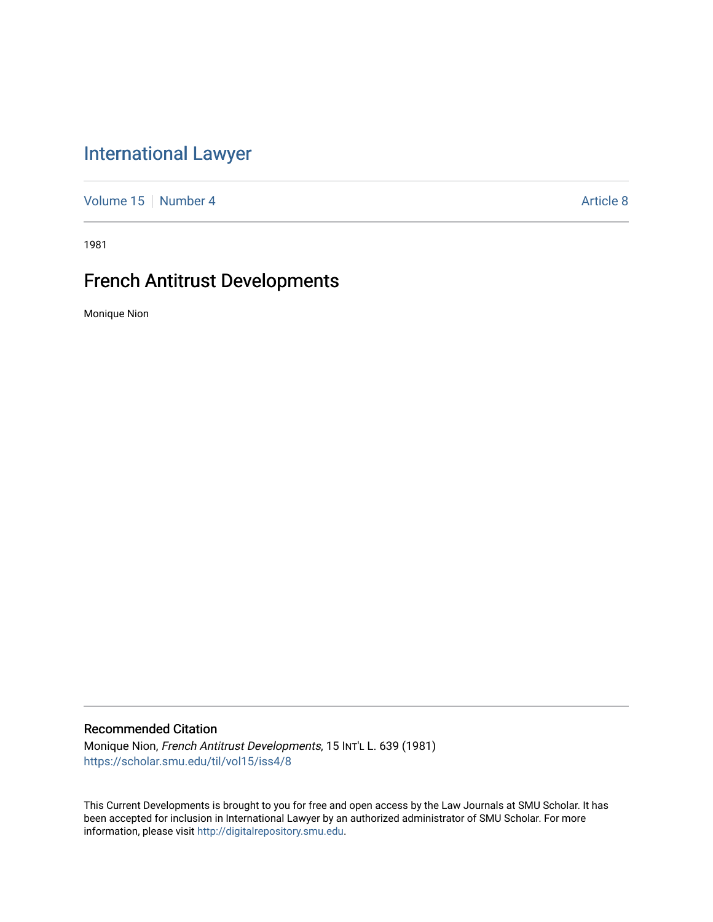# International Lawyer

Volume 15 | Number 4 Article 8

1981

## French Antitrust Developments

Monique Nion

### Recommended Citation

Monique Nion, *French Antitrust Developments*, 15 INT'L L. 639 (1981)
https://scholar.smu.edu/til/vol15/iss4/8

This Current Developments is brought to you for free and open access by the Law Journals at SMU Scholar. It has been accepted for inclusion in International Lawyer by an authorized administrator of SMU Scholar. For more information, please visit http://digitalrepository.smu.edu.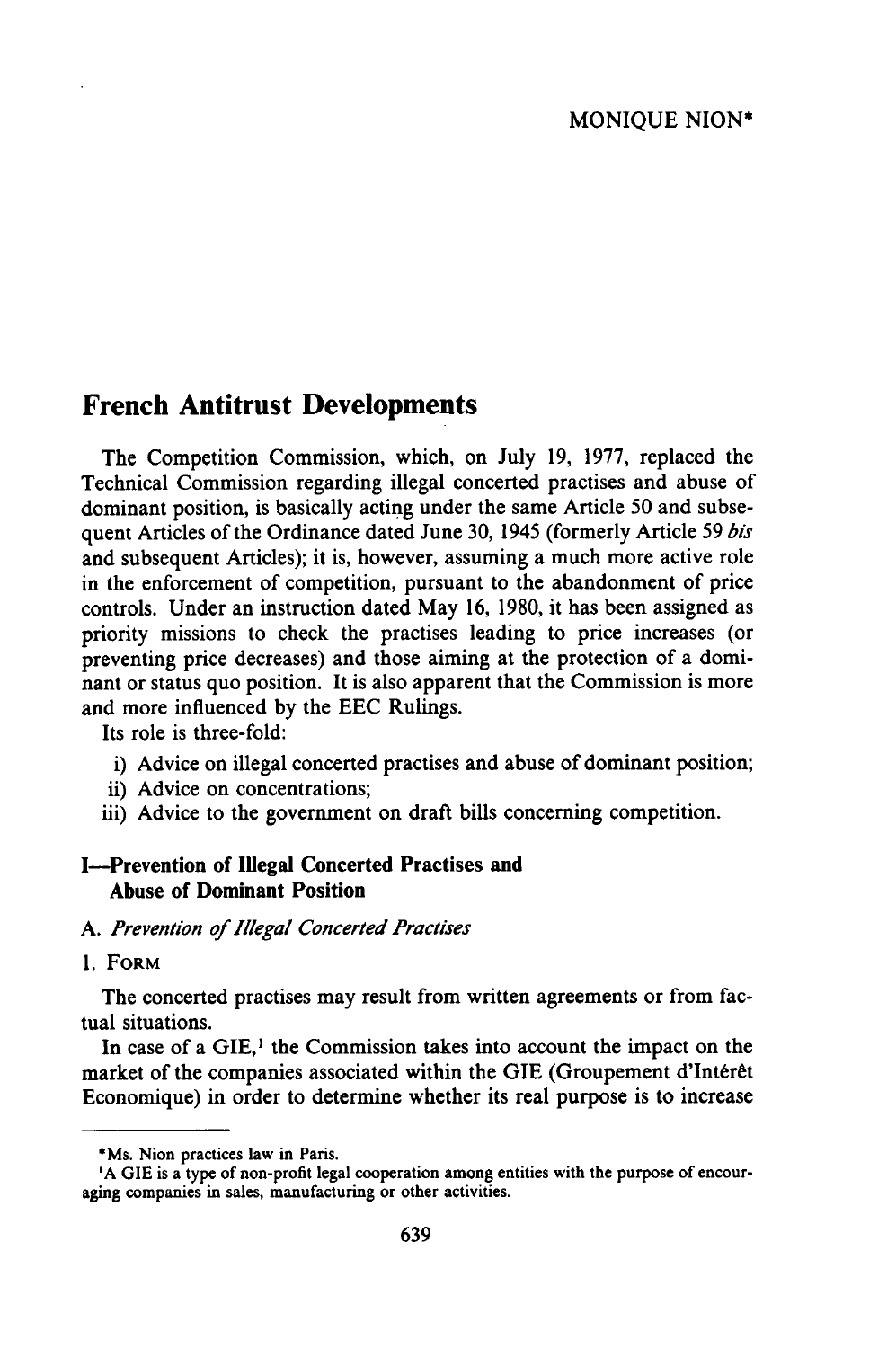MONIQUE NION*

# French Antitrust Developments

The Competition Commission, which, on July 19, 1977, replaced the Technical Commission regarding illegal concerted practises and abuse of dominant position, is basically acting under the same Article 50 and subsequent Articles of the Ordinance dated June 30, 1945 (formerly Article 59 *bis* and subsequent Articles); it is, however, assuming a much more active role in the enforcement of competition, pursuant to the abandonment of price controls. Under an instruction dated May 16, 1980, it has been assigned as priority missions to check the practises leading to price increases (or preventing price decreases) and those aiming at the protection of a dominant or status quo position. It is also apparent that the Commission is more and more influenced by the EEC Rulings.

Its role is three-fold:

- i) Advice on illegal concerted practises and abuse of dominant position;
- ii) Advice on concentrations;
- iii) Advice to the government on draft bills concerning competition.

## I—Prevention of Illegal Concerted Practises and Abuse of Dominant Position

### A. *Prevention of Illegal Concerted Practises*

#### 1. Form

The concerted practises may result from written agreements or from factual situations.

In case of a GIE,[1] the Commission takes into account the impact on the market of the companies associated within the GIE (Groupement d'Intérêt Economique) in order to determine whether its real purpose is to increase

---

*Ms. Nion practices law in Paris.

[1] A GIE is a type of non-profit legal cooperation among entities with the purpose of encouraging companies in sales, manufacturing or other activities.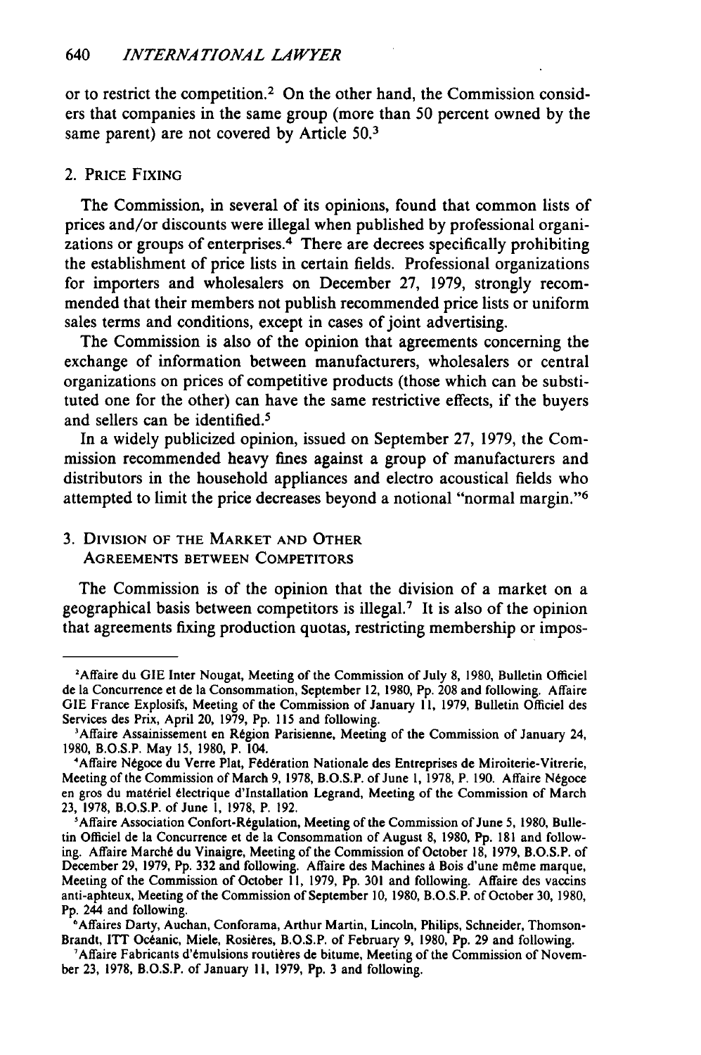or to restrict the competition.[2] On the other hand, the Commission considers that companies in the same group (more than 50 percent owned by the same parent) are not covered by Article 50.[3]

### 2. Price Fixing

The Commission, in several of its opinions, found that common lists of prices and/or discounts were illegal when published by professional organizations or groups of enterprises.[4] There are decrees specifically prohibiting the establishment of price lists in certain fields. Professional organizations for importers and wholesalers on December 27, 1979, strongly recommended that their members not publish recommended price lists or uniform sales terms and conditions, except in cases of joint advertising.

The Commission is also of the opinion that agreements concerning the exchange of information between manufacturers, wholesalers or central organizations on prices of competitive products (those which can be substituted one for the other) can have the same restrictive effects, if the buyers and sellers can be identified.[5]

In a widely publicized opinion, issued on September 27, 1979, the Commission recommended heavy fines against a group of manufacturers and distributors in the household appliances and electro acoustical fields who attempted to limit the price decreases beyond a notional "normal margin."[6]

### 3. Division of the Market and Other Agreements between Competitors

The Commission is of the opinion that the division of a market on a geographical basis between competitors is illegal.[7] It is also of the opinion that agreements fixing production quotas, restricting membership or impos-

---

[2] Affaire du GIE Inter Nougat, Meeting of the Commission of July 8, 1980, Bulletin Officiel de la Concurrence et de la Consommation, September 12, 1980, Pp. 208 and following. Affaire GIE France Explosifs, Meeting of the Commission of January 11, 1979, Bulletin Officiel des Services des Prix, April 20, 1979, Pp. 115 and following.

[3] Affaire Assainissement en Région Parisienne, Meeting of the Commission of January 24, 1980, B.O.S.P. May 15, 1980, P. 104.

[4] Affaire Négoce du Verre Plat, Fédération Nationale des Entreprises de Miroiterie-Vitrerie, Meeting of the Commission of March 9, 1978, B.O.S.P. of June 1, 1978, P. 190. Affaire Négoce en gros du matériel électrique d'Installation Legrand, Meeting of the Commission of March 23, 1978, B.O.S.P. of June 1, 1978, P. 192.

[5] Affaire Association Confort-Régulation, Meeting of the Commission of June 5, 1980, Bulletin Officiel de la Concurrence et de la Consommation of August 8, 1980, Pp. 181 and following. Affaire Marché du Vinaigre, Meeting of the Commission of October 18, 1979, B.O.S.P. of December 29, 1979, Pp. 332 and following. Affaire des Machines à Bois d'une même marque, Meeting of the Commission of October 11, 1979, Pp. 301 and following. Affaire des vaccins anti-aphteux, Meeting of the Commission of September 10, 1980, B.O.S.P. of October 30, 1980, Pp. 244 and following.

[6] Affaires Darty, Auchan, Conforama, Arthur Martin, Lincoln, Philips, Schneider, Thomson-Brandt, ITT Océanic, Miele, Rosières, B.O.S.P. of February 9, 1980, Pp. 29 and following.

[7] Affaire Fabricants d'émulsions routières de bitume, Meeting of the Commission of November 23, 1978, B.O.S.P. of January 11, 1979, Pp. 3 and following.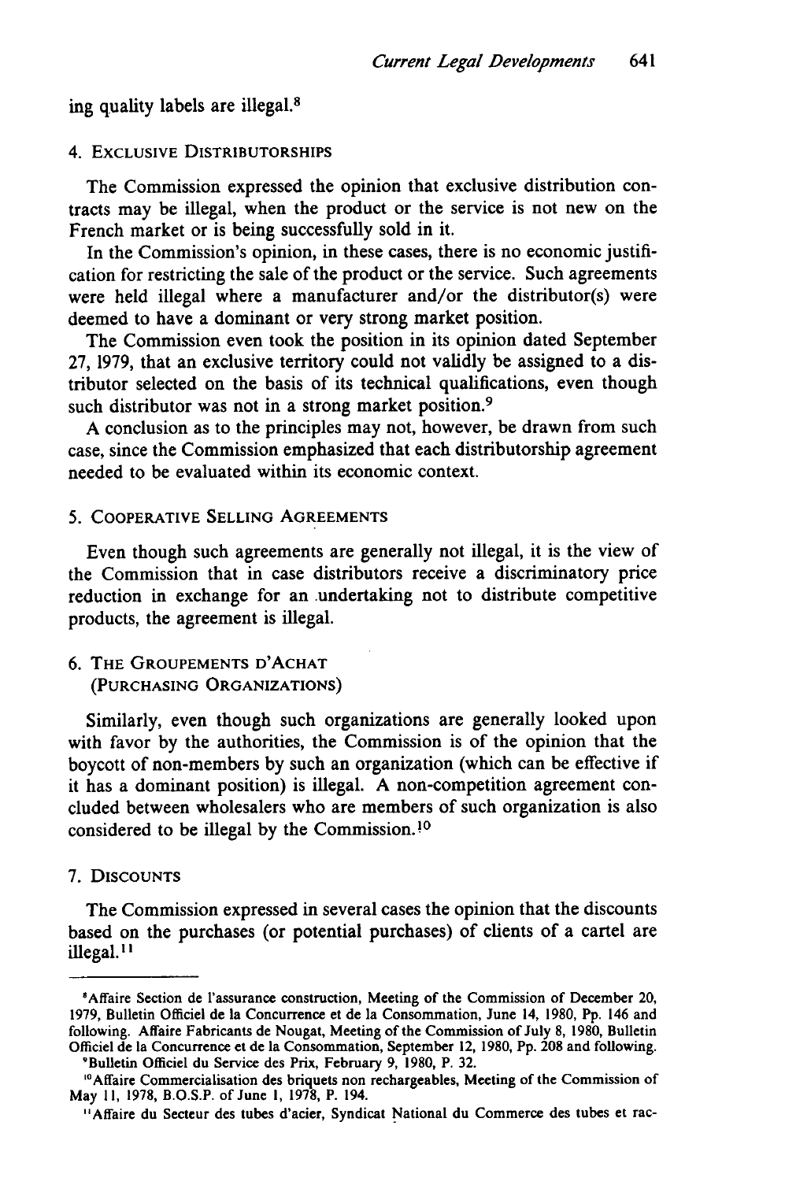ing quality labels are illegal.[8]

### 4. Exclusive Distributorships

The Commission expressed the opinion that exclusive distribution contracts may be illegal, when the product or the service is not new on the French market or is being successfully sold in it.

In the Commission's opinion, in these cases, there is no economic justification for restricting the sale of the product or the service. Such agreements were held illegal where a manufacturer and/or the distributor(s) were deemed to have a dominant or very strong market position.

The Commission even took the position in its opinion dated September 27, 1979, that an exclusive territory could not validly be assigned to a distributor selected on the basis of its technical qualifications, even though such distributor was not in a strong market position.[9]

A conclusion as to the principles may not, however, be drawn from such case, since the Commission emphasized that each distributorship agreement needed to be evaluated within its economic context.

### 5. Cooperative Selling Agreements

Even though such agreements are generally not illegal, it is the view of the Commission that in case distributors receive a discriminatory price reduction in exchange for an undertaking not to distribute competitive products, the agreement is illegal.

### 6. The Groupements d'Achat (Purchasing Organizations)

Similarly, even though such organizations are generally looked upon with favor by the authorities, the Commission is of the opinion that the boycott of non-members by such an organization (which can be effective if it has a dominant position) is illegal. A non-competition agreement concluded between wholesalers who are members of such organization is also considered to be illegal by the Commission.[10]

### 7. Discounts

The Commission expressed in several cases the opinion that the discounts based on the purchases (or potential purchases) of clients of a cartel are illegal.[11]

---

[8] Affaire Section de l'assurance construction, Meeting of the Commission of December 20, 1979, Bulletin Officiel de la Concurrence et de la Consommation, June 14, 1980, Pp. 146 and following. Affaire Fabricants de Nougat, Meeting of the Commission of July 8, 1980, Bulletin Officiel de la Concurrence et de la Consommation, September 12, 1980, Pp. 208 and following.

[9] Bulletin Officiel du Service des Prix, February 9, 1980, P. 32.

[10] Affaire Commercialisation des briquets non rechargeables, Meeting of the Commission of May 11, 1978, B.O.S.P. of June 1, 1978, P. 194.

[11] Affaire du Secteur des tubes d'acier, Syndicat National du Commerce des tubes et rac-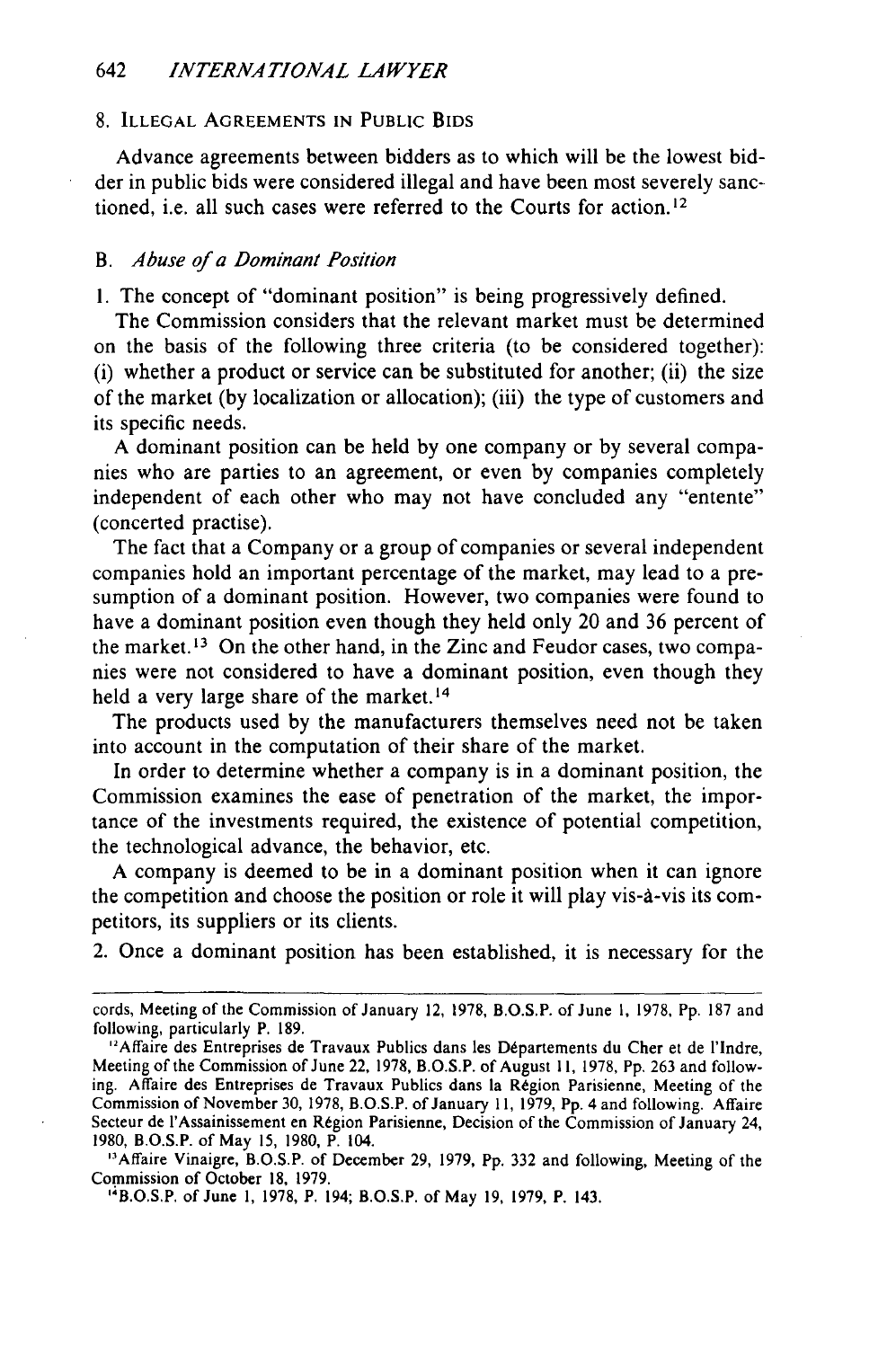8. Illegal Agreements in Public Bids

Advance agreements between bidders as to which will be the lowest bidder in public bids were considered illegal and have been most severely sanctioned, i.e. all such cases were referred to the Courts for action.[12]

### B. *Abuse of a Dominant Position*

1. The concept of "dominant position" is being progressively defined.

The Commission considers that the relevant market must be determined on the basis of the following three criteria (to be considered together): (i) whether a product or service can be substituted for another; (ii) the size of the market (by localization or allocation); (iii) the type of customers and its specific needs.

A dominant position can be held by one company or by several companies who are parties to an agreement, or even by companies completely independent of each other who may not have concluded any "entente" (concerted practise).

The fact that a Company or a group of companies or several independent companies hold an important percentage of the market, may lead to a presumption of a dominant position. However, two companies were found to have a dominant position even though they held only 20 and 36 percent of the market.[13] On the other hand, in the Zinc and Feudor cases, two companies were not considered to have a dominant position, even though they held a very large share of the market.[14]

The products used by the manufacturers themselves need not be taken into account in the computation of their share of the market.

In order to determine whether a company is in a dominant position, the Commission examines the ease of penetration of the market, the importance of the investments required, the existence of potential competition, the technological advance, the behavior, etc.

A company is deemed to be in a dominant position when it can ignore the competition and choose the position or role it will play vis-à-vis its competitors, its suppliers or its clients.

2. Once a dominant position has been established, it is necessary for the

---

cords, Meeting of the Commission of January 12, 1978, B.O.S.P. of June 1, 1978, Pp. 187 and following, particularly P. 189.

[12] Affaire des Entreprises de Travaux Publics dans les Départements du Cher et de l'Indre, Meeting of the Commission of June 22, 1978, B.O.S.P. of August 11, 1978, Pp. 263 and following. Affaire des Entreprises de Travaux Publics dans la Région Parisienne, Meeting of the Commission of November 30, 1978, B.O.S.P. of January 11, 1979, Pp. 4 and following. Affaire Secteur de l'Assainissement en Région Parisienne, Decision of the Commission of January 24, 1980, B.O.S.P. of May 15, 1980, P. 104.

[13] Affaire Vinaigre, B.O.S.P. of December 29, 1979, Pp. 332 and following, Meeting of the Commission of October 18, 1979.

[14] B.O.S.P. of June 1, 1978, P. 194; B.O.S.P. of May 19, 1979, P. 143.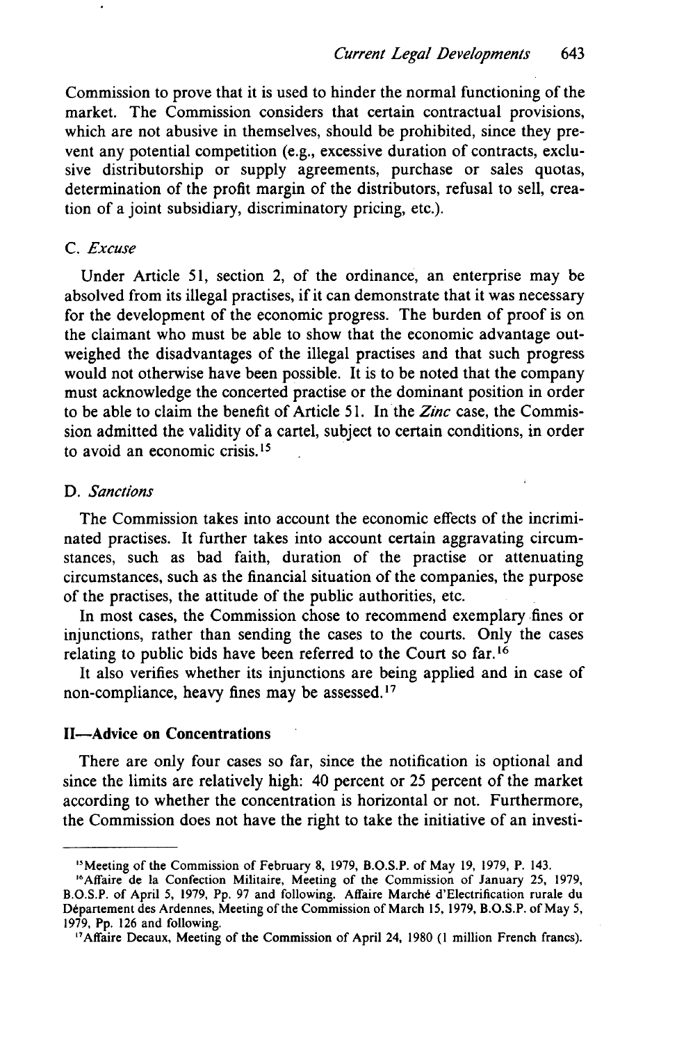Commission to prove that it is used to hinder the normal functioning of the market. The Commission considers that certain contractual provisions, which are not abusive in themselves, should be prohibited, since they prevent any potential competition (e.g., excessive duration of contracts, exclusive distributorship or supply agreements, purchase or sales quotas, determination of the profit margin of the distributors, refusal to sell, creation of a joint subsidiary, discriminatory pricing, etc.).

### C. *Excuse*

Under Article 51, section 2, of the ordinance, an enterprise may be absolved from its illegal practises, if it can demonstrate that it was necessary for the development of the economic progress. The burden of proof is on the claimant who must be able to show that the economic advantage outweighed the disadvantages of the illegal practises and that such progress would not otherwise have been possible. It is to be noted that the company must acknowledge the concerted practise or the dominant position in order to be able to claim the benefit of Article 51. In the *Zinc* case, the Commission admitted the validity of a cartel, subject to certain conditions, in order to avoid an economic crisis.[15]

### D. *Sanctions*

The Commission takes into account the economic effects of the incriminated practises. It further takes into account certain aggravating circumstances, such as bad faith, duration of the practise or attenuating circumstances, such as the financial situation of the companies, the purpose of the practises, the attitude of the public authorities, etc.

In most cases, the Commission chose to recommend exemplary fines or injunctions, rather than sending the cases to the courts. Only the cases relating to public bids have been referred to the Court so far.[16]

It also verifies whether its injunctions are being applied and in case of non-compliance, heavy fines may be assessed.[17]

## II—Advice on Concentrations

There are only four cases so far, since the notification is optional and since the limits are relatively high: 40 percent or 25 percent of the market according to whether the concentration is horizontal or not. Furthermore, the Commission does not have the right to take the initiative of an investi-

---

[15]Meeting of the Commission of February 8, 1979, B.O.S.P. of May 19, 1979, P. 143.

[16]Affaire de la Confection Militaire, Meeting of the Commission of January 25, 1979, B.O.S.P. of April 5, 1979, Pp. 97 and following. Affaire Marché d'Electrification rurale du Département des Ardennes, Meeting of the Commission of March 15, 1979, B.O.S.P. of May 5, 1979, Pp. 126 and following.

[17]Affaire Decaux, Meeting of the Commission of April 24, 1980 (1 million French francs).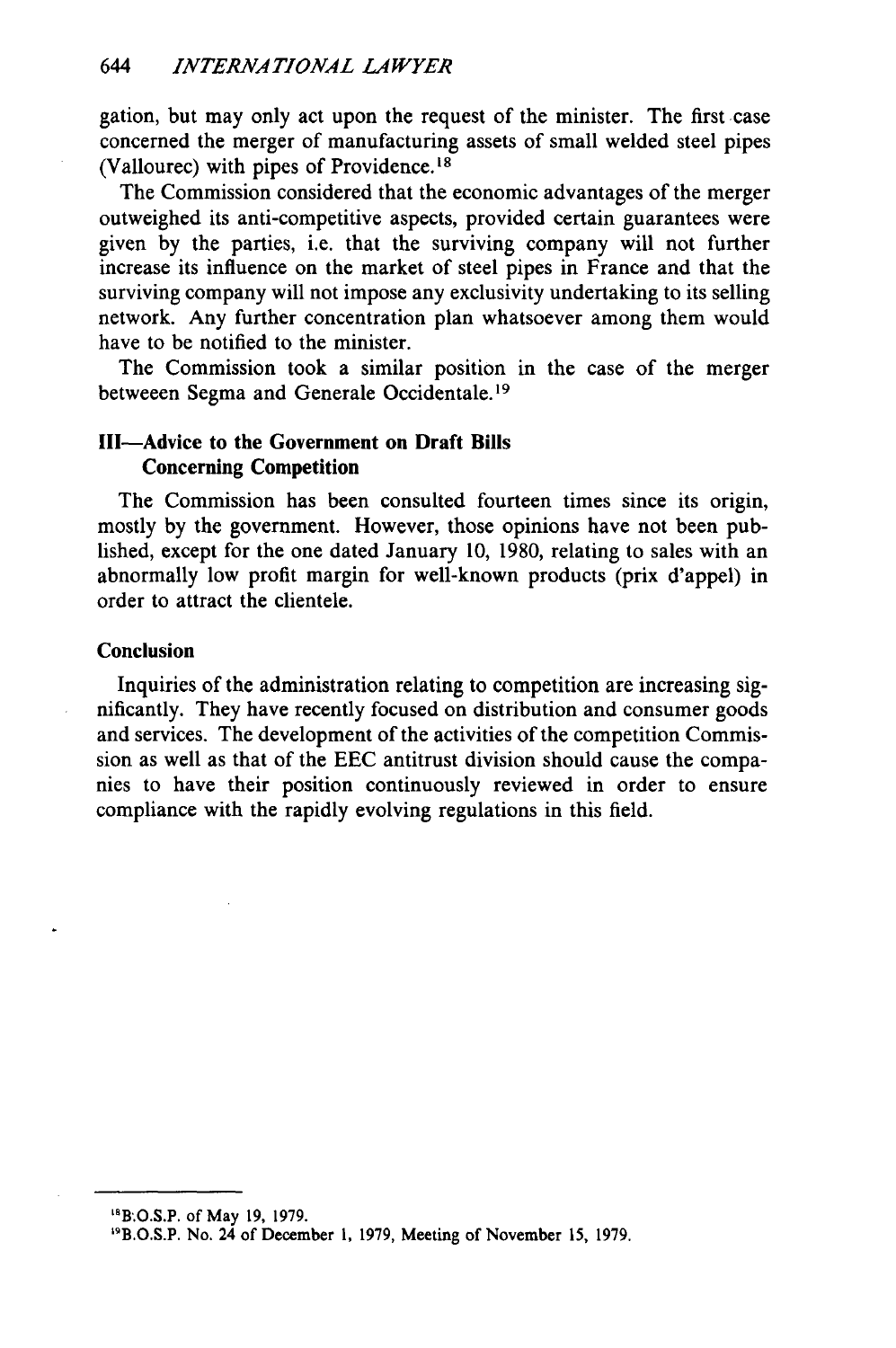gation, but may only act upon the request of the minister. The first case concerned the merger of manufacturing assets of small welded steel pipes (Vallourec) with pipes of Providence.[18]

The Commission considered that the economic advantages of the merger outweighed its anti-competitive aspects, provided certain guarantees were given by the parties, i.e. that the surviving company will not further increase its influence on the market of steel pipes in France and that the surviving company will not impose any exclusivity undertaking to its selling network. Any further concentration plan whatsoever among them would have to be notified to the minister.

The Commission took a similar position in the case of the merger betweeen Segma and Generale Occidentale.[19]

### III—Advice to the Government on Draft Bills Concerning Competition

The Commission has been consulted fourteen times since its origin, mostly by the government. However, those opinions have not been published, except for the one dated January 10, 1980, relating to sales with an abnormally low profit margin for well-known products (prix d'appel) in order to attract the clientele.

### Conclusion

Inquiries of the administration relating to competition are increasing significantly. They have recently focused on distribution and consumer goods and services. The development of the activities of the competition Commission as well as that of the EEC antitrust division should cause the companies to have their position continuously reviewed in order to ensure compliance with the rapidly evolving regulations in this field.

---

[18] B.O.S.P. of May 19, 1979.

[19] B.O.S.P. No. 24 of December 1, 1979, Meeting of November 15, 1979.